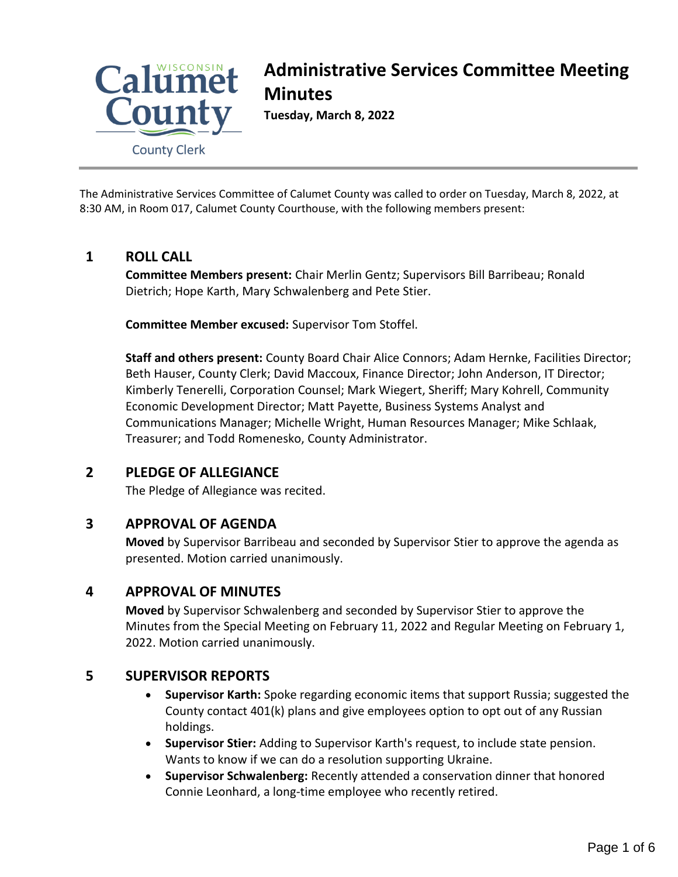Calumet County
County Clerk

# Administrative Services Committee Meeting Minutes

**Tuesday, March 8, 2022**

The Administrative Services Committee of Calumet County was called to order on Tuesday, March 8, 2022, at 8:30 AM, in Room 017, Calumet County Courthouse, with the following members present:

## 1 ROLL CALL

**Committee Members present:** Chair Merlin Gentz; Supervisors Bill Barribeau; Ronald Dietrich; Hope Karth, Mary Schwalenberg and Pete Stier.

**Committee Member excused:** Supervisor Tom Stoffel.

**Staff and others present:** County Board Chair Alice Connors; Adam Hernke, Facilities Director; Beth Hauser, County Clerk; David Maccoux, Finance Director; John Anderson, IT Director; Kimberly Tenerelli, Corporation Counsel; Mark Wiegert, Sheriff; Mary Kohrell, Community Economic Development Director; Matt Payette, Business Systems Analyst and Communications Manager; Michelle Wright, Human Resources Manager; Mike Schlaak, Treasurer; and Todd Romenesko, County Administrator.

## 2 PLEDGE OF ALLEGIANCE

The Pledge of Allegiance was recited.

## 3 APPROVAL OF AGENDA

**Moved** by Supervisor Barribeau and seconded by Supervisor Stier to approve the agenda as presented. Motion carried unanimously.

## 4 APPROVAL OF MINUTES

**Moved** by Supervisor Schwalenberg and seconded by Supervisor Stier to approve the Minutes from the Special Meeting on February 11, 2022 and Regular Meeting on February 1, 2022. Motion carried unanimously.

## 5 SUPERVISOR REPORTS

- **Supervisor Karth:** Spoke regarding economic items that support Russia; suggested the County contact 401(k) plans and give employees option to opt out of any Russian holdings.
- **Supervisor Stier:** Adding to Supervisor Karth's request, to include state pension. Wants to know if we can do a resolution supporting Ukraine.
- **Supervisor Schwalenberg:** Recently attended a conservation dinner that honored Connie Leonhard, a long-time employee who recently retired.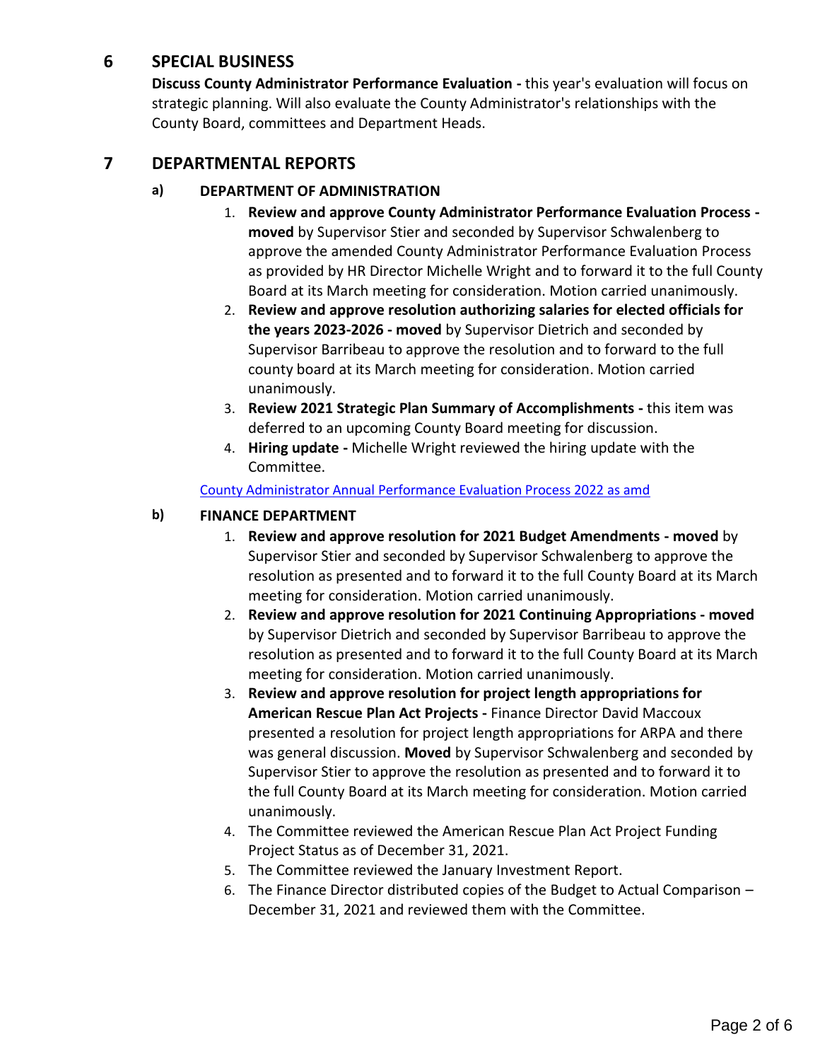## 6 SPECIAL BUSINESS

**Discuss County Administrator Performance Evaluation -** this year's evaluation will focus on strategic planning. Will also evaluate the County Administrator's relationships with the County Board, committees and Department Heads.

## 7 DEPARTMENTAL REPORTS

### a) DEPARTMENT OF ADMINISTRATION

1. **Review and approve County Administrator Performance Evaluation Process - moved** by Supervisor Stier and seconded by Supervisor Schwalenberg to approve the amended County Administrator Performance Evaluation Process as provided by HR Director Michelle Wright and to forward it to the full County Board at its March meeting for consideration. Motion carried unanimously.
2. **Review and approve resolution authorizing salaries for elected officials for the years 2023-2026 - moved** by Supervisor Dietrich and seconded by Supervisor Barribeau to approve the resolution and to forward to the full county board at its March meeting for consideration. Motion carried unanimously.
3. **Review 2021 Strategic Plan Summary of Accomplishments -** this item was deferred to an upcoming County Board meeting for discussion.
4. **Hiring update -** Michelle Wright reviewed the hiring update with the Committee.

County Administrator Annual Performance Evaluation Process 2022 as amd

### b) FINANCE DEPARTMENT

1. **Review and approve resolution for 2021 Budget Amendments - moved** by Supervisor Stier and seconded by Supervisor Schwalenberg to approve the resolution as presented and to forward it to the full County Board at its March meeting for consideration. Motion carried unanimously.
2. **Review and approve resolution for 2021 Continuing Appropriations - moved** by Supervisor Dietrich and seconded by Supervisor Barribeau to approve the resolution as presented and to forward it to the full County Board at its March meeting for consideration. Motion carried unanimously.
3. **Review and approve resolution for project length appropriations for American Rescue Plan Act Projects -** Finance Director David Maccoux presented a resolution for project length appropriations for ARPA and there was general discussion. **Moved** by Supervisor Schwalenberg and seconded by Supervisor Stier to approve the resolution as presented and to forward it to the full County Board at its March meeting for consideration. Motion carried unanimously.
4. The Committee reviewed the American Rescue Plan Act Project Funding Project Status as of December 31, 2021.
5. The Committee reviewed the January Investment Report.
6. The Finance Director distributed copies of the Budget to Actual Comparison – December 31, 2021 and reviewed them with the Committee.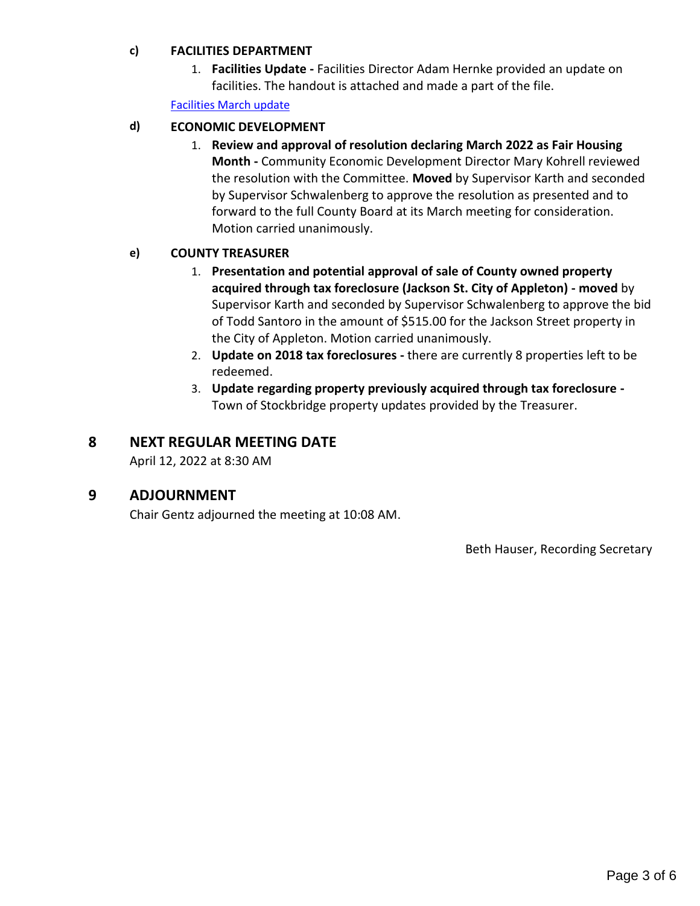**c) FACILITIES DEPARTMENT**

1. **Facilities Update -** Facilities Director Adam Hernke provided an update on facilities. The handout is attached and made a part of the file.

[Facilities March update]

**d) ECONOMIC DEVELOPMENT**

1. **Review and approval of resolution declaring March 2022 as Fair Housing Month -** Community Economic Development Director Mary Kohrell reviewed the resolution with the Committee. **Moved** by Supervisor Karth and seconded by Supervisor Schwalenberg to approve the resolution as presented and to forward to the full County Board at its March meeting for consideration. Motion carried unanimously.

**e) COUNTY TREASURER**

1. **Presentation and potential approval of sale of County owned property acquired through tax foreclosure (Jackson St. City of Appleton) - moved** by Supervisor Karth and seconded by Supervisor Schwalenberg to approve the bid of Todd Santoro in the amount of $515.00 for the Jackson Street property in the City of Appleton. Motion carried unanimously.
2. **Update on 2018 tax foreclosures -** there are currently 8 properties left to be redeemed.
3. **Update regarding property previously acquired through tax foreclosure -** Town of Stockbridge property updates provided by the Treasurer.

## 8 NEXT REGULAR MEETING DATE

April 12, 2022 at 8:30 AM

## 9 ADJOURNMENT

Chair Gentz adjourned the meeting at 10:08 AM.

Beth Hauser, Recording Secretary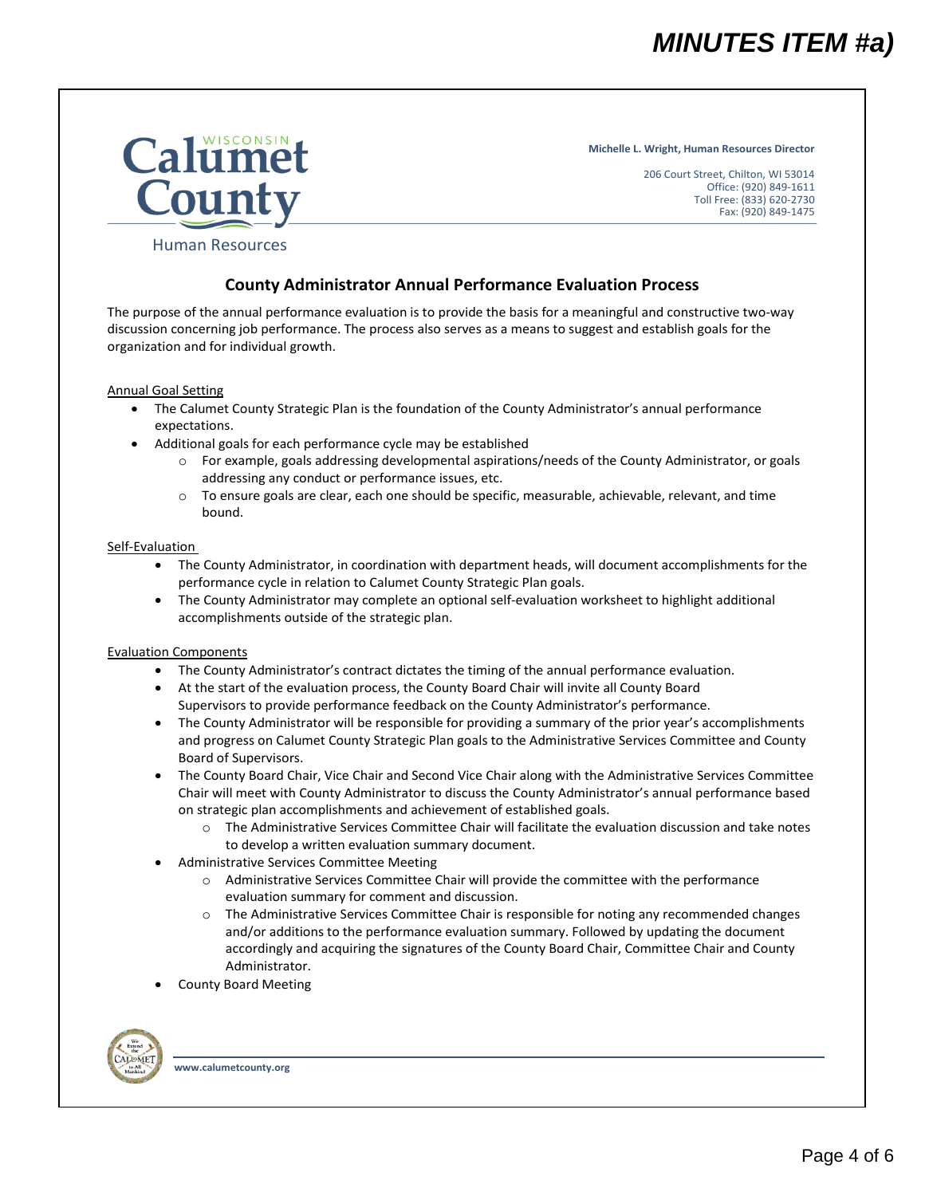# MINUTES ITEM #a)

Calumet County, Wisconsin
Human Resources

**Michelle L. Wright, Human Resources Director**

206 Court Street, Chilton, WI 53014
Office: (920) 849-1611
Toll Free: (833) 620-2730
Fax: (920) 849-1475

## County Administrator Annual Performance Evaluation Process

The purpose of the annual performance evaluation is to provide the basis for a meaningful and constructive two-way discussion concerning job performance. The process also serves as a means to suggest and establish goals for the organization and for individual growth.

Annual Goal Setting

- The Calumet County Strategic Plan is the foundation of the County Administrator's annual performance expectations.
- Additional goals for each performance cycle may be established
  - For example, goals addressing developmental aspirations/needs of the County Administrator, or goals addressing any conduct or performance issues, etc.
  - To ensure goals are clear, each one should be specific, measurable, achievable, relevant, and time bound.

Self-Evaluation

- The County Administrator, in coordination with department heads, will document accomplishments for the performance cycle in relation to Calumet County Strategic Plan goals.
- The County Administrator may complete an optional self-evaluation worksheet to highlight additional accomplishments outside of the strategic plan.

Evaluation Components

- The County Administrator's contract dictates the timing of the annual performance evaluation.
- At the start of the evaluation process, the County Board Chair will invite all County Board Supervisors to provide performance feedback on the County Administrator's performance.
- The County Administrator will be responsible for providing a summary of the prior year's accomplishments and progress on Calumet County Strategic Plan goals to the Administrative Services Committee and County Board of Supervisors.
- The County Board Chair, Vice Chair and Second Vice Chair along with the Administrative Services Committee Chair will meet with County Administrator to discuss the County Administrator's annual performance based on strategic plan accomplishments and achievement of established goals.
  - The Administrative Services Committee Chair will facilitate the evaluation discussion and take notes to develop a written evaluation summary document.
- Administrative Services Committee Meeting
  - Administrative Services Committee Chair will provide the committee with the performance evaluation summary for comment and discussion.
  - The Administrative Services Committee Chair is responsible for noting any recommended changes and/or additions to the performance evaluation summary. Followed by updating the document accordingly and acquiring the signatures of the County Board Chair, Committee Chair and County Administrator.
- County Board Meeting

www.calumetcounty.org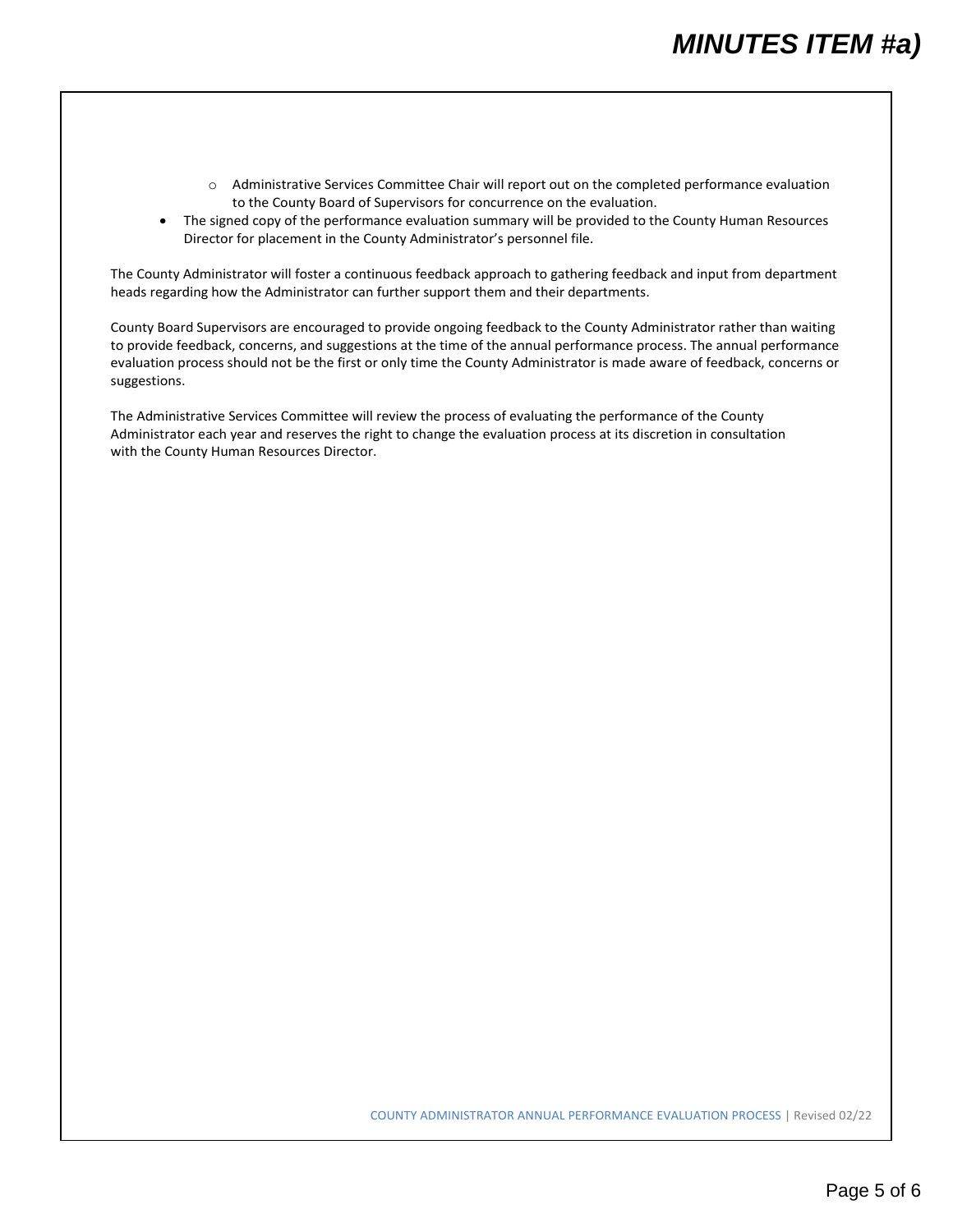- Administrative Services Committee Chair will report out on the completed performance evaluation to the County Board of Supervisors for concurrence on the evaluation.
- The signed copy of the performance evaluation summary will be provided to the County Human Resources Director for placement in the County Administrator's personnel file.

The County Administrator will foster a continuous feedback approach to gathering feedback and input from department heads regarding how the Administrator can further support them and their departments.

County Board Supervisors are encouraged to provide ongoing feedback to the County Administrator rather than waiting to provide feedback, concerns, and suggestions at the time of the annual performance process. The annual performance evaluation process should not be the first or only time the County Administrator is made aware of feedback, concerns or suggestions.

The Administrative Services Committee will review the process of evaluating the performance of the County Administrator each year and reserves the right to change the evaluation process at its discretion in consultation with the County Human Resources Director.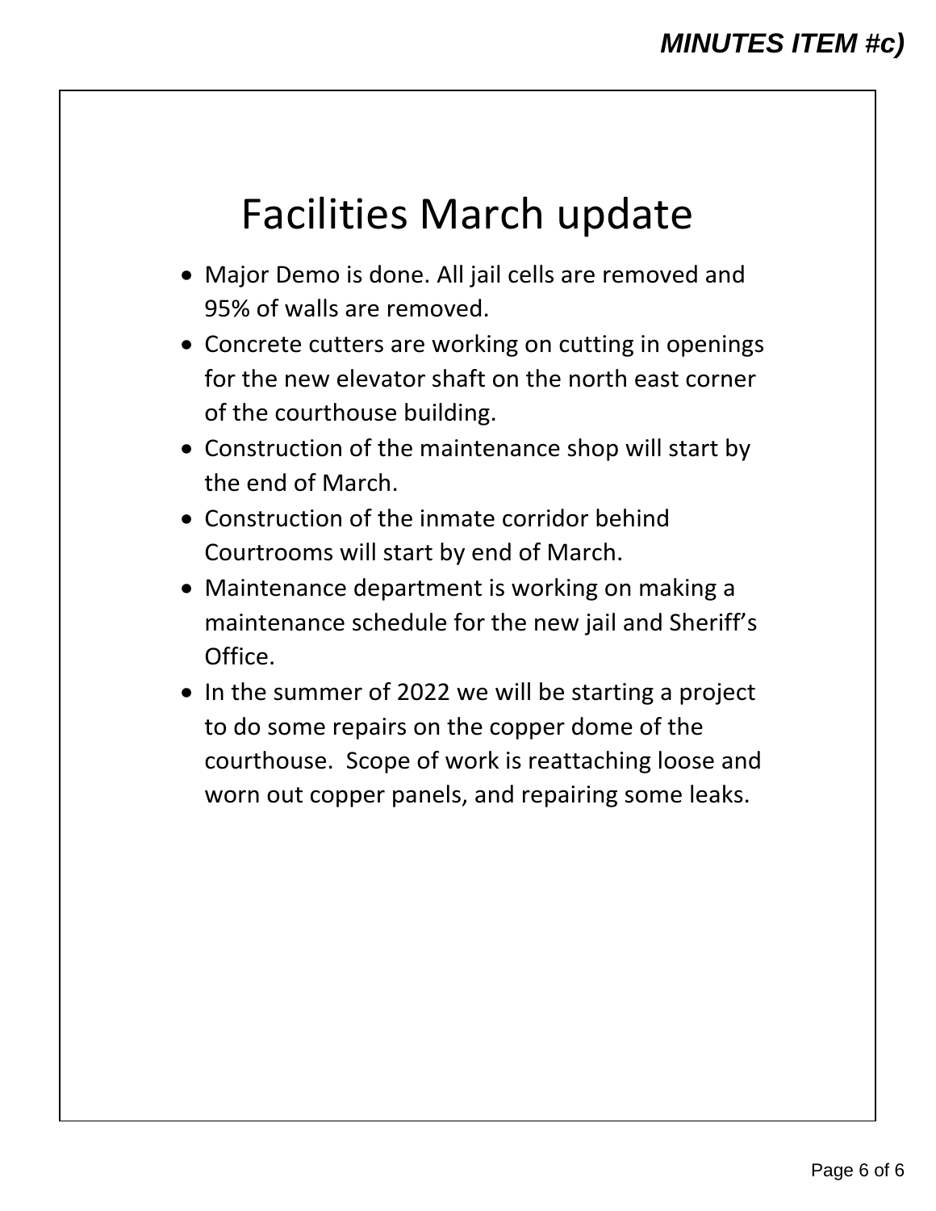***MINUTES ITEM #c)***

# Facilities March update

- Major Demo is done. All jail cells are removed and 95% of walls are removed.
- Concrete cutters are working on cutting in openings for the new elevator shaft on the north east corner of the courthouse building.
- Construction of the maintenance shop will start by the end of March.
- Construction of the inmate corridor behind Courtrooms will start by end of March.
- Maintenance department is working on making a maintenance schedule for the new jail and Sheriff's Office.
- In the summer of 2022 we will be starting a project to do some repairs on the copper dome of the courthouse. Scope of work is reattaching loose and worn out copper panels, and repairing some leaks.